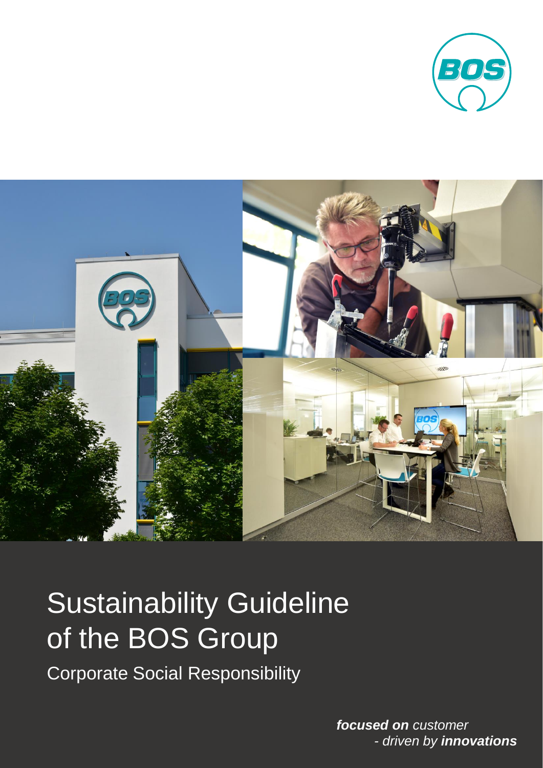# Sustainability Guideline of the BOS Group

Corporate Social Responsibility

***focused on** customer*
*- driven by **innovations***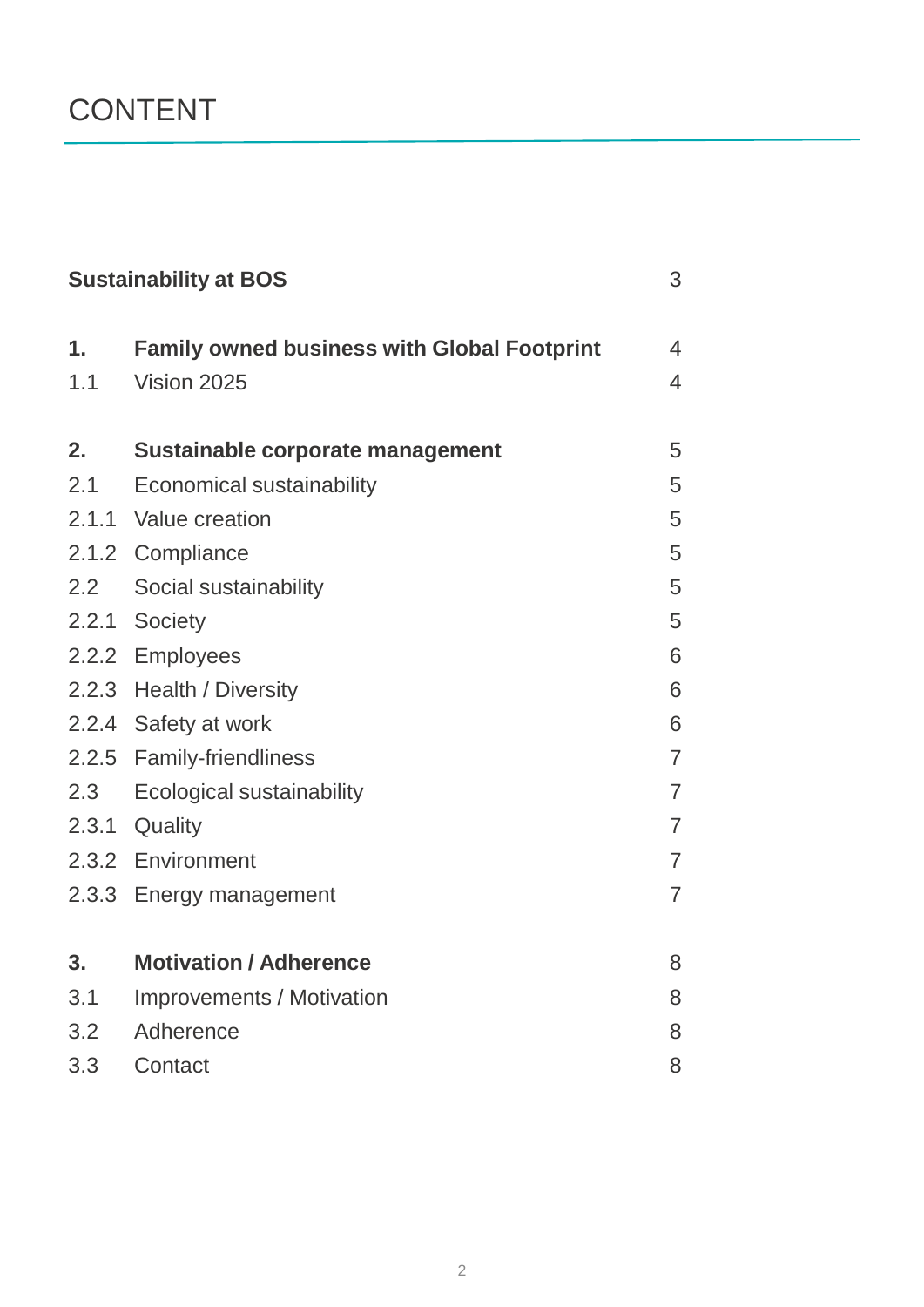# CONTENT

| | | |
|---|---|---|
| **Sustainability at BOS** | | **3** |
| **1.** | **Family owned business with Global Footprint** | **4** |
| 1.1 | Vision 2025 | 4 |
| **2.** | **Sustainable corporate management** | **5** |
| 2.1 | Economical sustainability | 5 |
| 2.1.1 | Value creation | 5 |
| 2.1.2 | Compliance | 5 |
| 2.2 | Social sustainability | 5 |
| 2.2.1 | Society | 5 |
| 2.2.2 | Employees | 6 |
| 2.2.3 | Health / Diversity | 6 |
| 2.2.4 | Safety at work | 6 |
| 2.2.5 | Family-friendliness | 7 |
| 2.3 | Ecological sustainability | 7 |
| 2.3.1 | Quality | 7 |
| 2.3.2 | Environment | 7 |
| 2.3.3 | Energy management | 7 |
| **3.** | **Motivation / Adherence** | **8** |
| 3.1 | Improvements / Motivation | 8 |
| 3.2 | Adherence | 8 |
| 3.3 | Contact | 8 |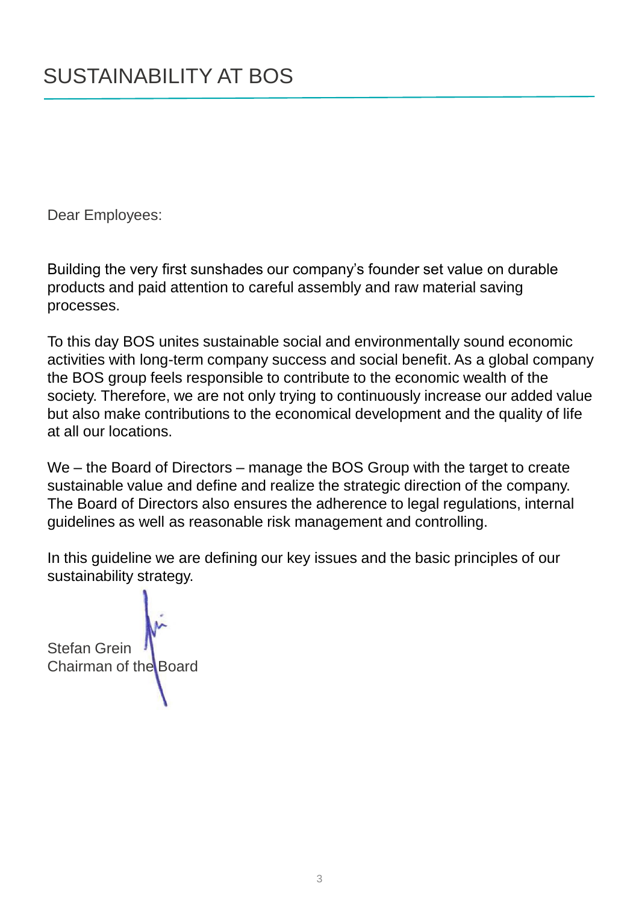# SUSTAINABILITY AT BOS

Dear Employees:

Building the very first sunshades our company's founder set value on durable products and paid attention to careful assembly and raw material saving processes.

To this day BOS unites sustainable social and environmentally sound economic activities with long-term company success and social benefit. As a global company the BOS group feels responsible to contribute to the economic wealth of the society. Therefore, we are not only trying to continuously increase our added value but also make contributions to the economical development and the quality of life at all our locations.

We – the Board of Directors – manage the BOS Group with the target to create sustainable value and define and realize the strategic direction of the company. The Board of Directors also ensures the adherence to legal regulations, internal guidelines as well as reasonable risk management and controlling.

In this guideline we are defining our key issues and the basic principles of our sustainability strategy.

Stefan Grein
Chairman of the Board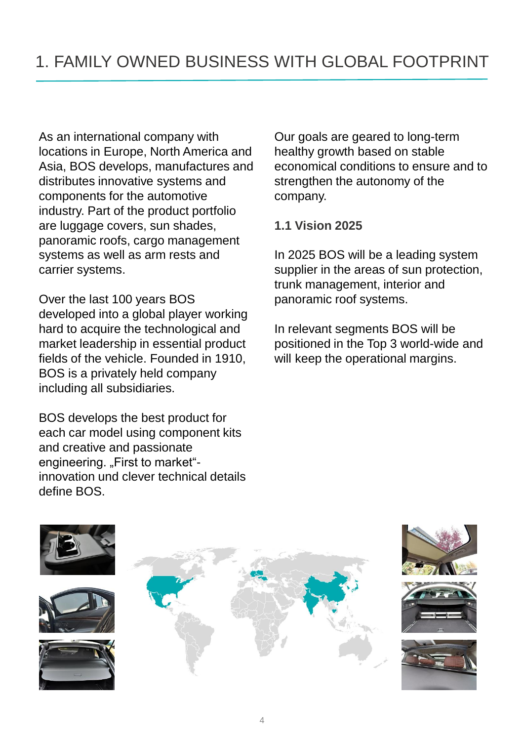# 1. FAMILY OWNED BUSINESS WITH GLOBAL FOOTPRINT

As an international company with locations in Europe, North America and Asia, BOS develops, manufactures and distributes innovative systems and components for the automotive industry. Part of the product portfolio are luggage covers, sun shades, panoramic roofs, cargo management systems as well as arm rests and carrier systems.

Over the last 100 years BOS developed into a global player working hard to acquire the technological and market leadership in essential product fields of the vehicle. Founded in 1910, BOS is a privately held company including all subsidiaries.

BOS develops the best product for each car model using component kits and creative and passionate engineering. „First to market"-innovation und clever technical details define BOS.

Our goals are geared to long-term healthy growth based on stable economical conditions to ensure and to strengthen the autonomy of the company.

## 1.1 Vision 2025

In 2025 BOS will be a leading system supplier in the areas of sun protection, trunk management, interior and panoramic roof systems.

In relevant segments BOS will be positioned in the Top 3 world-wide and will keep the operational margins.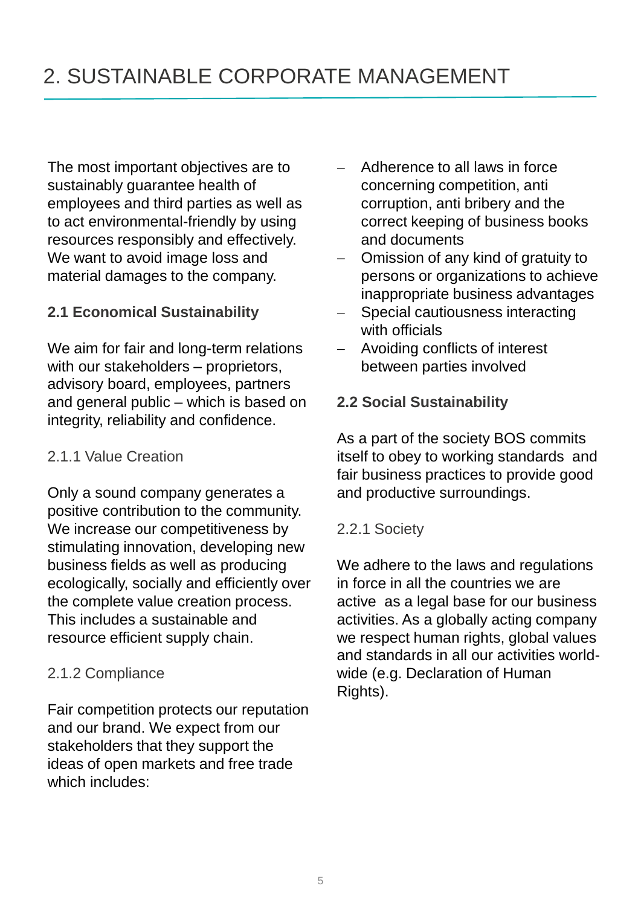# 2. SUSTAINABLE CORPORATE MANAGEMENT

The most important objectives are to sustainably guarantee health of employees and third parties as well as to act environmental-friendly by using resources responsibly and effectively. We want to avoid image loss and material damages to the company.

### 2.1 Economical Sustainability

We aim for fair and long-term relations with our stakeholders – proprietors, advisory board, employees, partners and general public – which is based on integrity, reliability and confidence.

#### 2.1.1 Value Creation

Only a sound company generates a positive contribution to the community. We increase our competitiveness by stimulating innovation, developing new business fields as well as producing ecologically, socially and efficiently over the complete value creation process. This includes a sustainable and resource efficient supply chain.

#### 2.1.2 Compliance

Fair competition protects our reputation and our brand. We expect from our stakeholders that they support the ideas of open markets and free trade which includes:

- Adherence to all laws in force concerning competition, anti corruption, anti bribery and the correct keeping of business books and documents
- Omission of any kind of gratuity to persons or organizations to achieve inappropriate business advantages
- Special cautiousness interacting with officials
- Avoiding conflicts of interest between parties involved

### 2.2 Social Sustainability

As a part of the society BOS commits itself to obey to working standards and fair business practices to provide good and productive surroundings.

#### 2.2.1 Society

We adhere to the laws and regulations in force in all the countries we are active as a legal base for our business activities. As a globally acting company we respect human rights, global values and standards in all our activities world-wide (e.g. Declaration of Human Rights).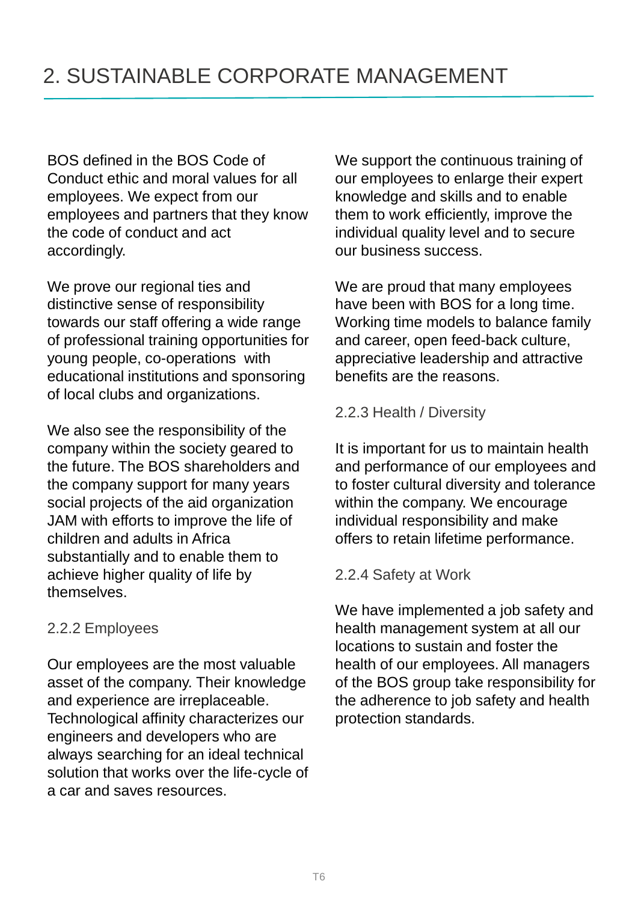# 2. SUSTAINABLE CORPORATE MANAGEMENT

BOS defined in the BOS Code of Conduct ethic and moral values for all employees. We expect from our employees and partners that they know the code of conduct and act accordingly.

We prove our regional ties and distinctive sense of responsibility towards our staff offering a wide range of professional training opportunities for young people, co-operations with educational institutions and sponsoring of local clubs and organizations.

We also see the responsibility of the company within the society geared to the future. The BOS shareholders and the company support for many years social projects of the aid organization JAM with efforts to improve the life of children and adults in Africa substantially and to enable them to achieve higher quality of life by themselves.

### 2.2.2 Employees

Our employees are the most valuable asset of the company. Their knowledge and experience are irreplaceable. Technological affinity characterizes our engineers and developers who are always searching for an ideal technical solution that works over the life-cycle of a car and saves resources.

We support the continuous training of our employees to enlarge their expert knowledge and skills and to enable them to work efficiently, improve the individual quality level and to secure our business success.

We are proud that many employees have been with BOS for a long time. Working time models to balance family and career, open feed-back culture, appreciative leadership and attractive benefits are the reasons.

### 2.2.3 Health / Diversity

It is important for us to maintain health and performance of our employees and to foster cultural diversity and tolerance within the company. We encourage individual responsibility and make offers to retain lifetime performance.

### 2.2.4 Safety at Work

We have implemented a job safety and health management system at all our locations to sustain and foster the health of our employees. All managers of the BOS group take responsibility for the adherence to job safety and health protection standards.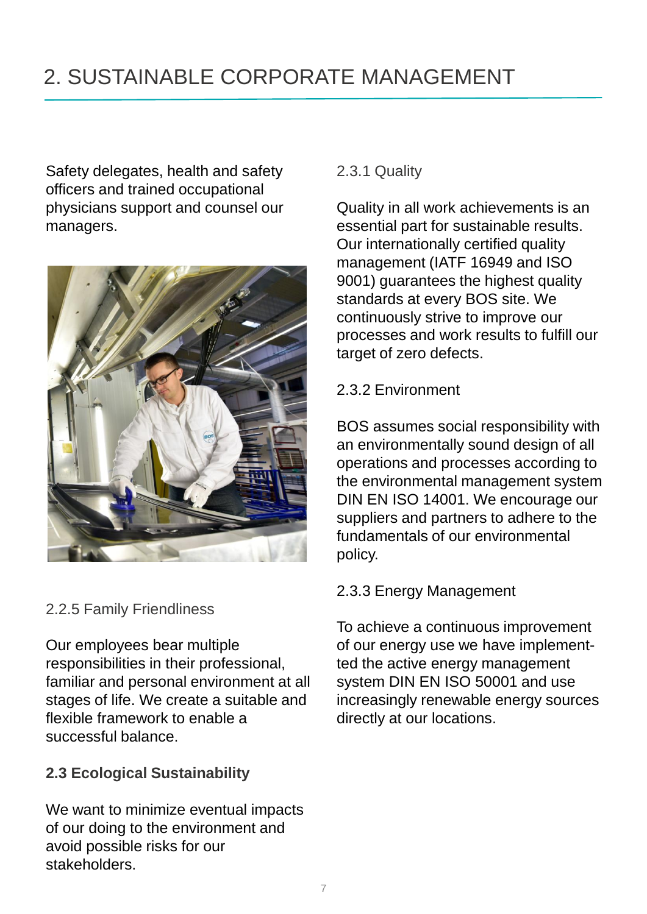# 2. SUSTAINABLE CORPORATE MANAGEMENT

Safety delegates, health and safety officers and trained occupational physicians support and counsel our managers.

### 2.2.5 Family Friendliness

Our employees bear multiple responsibilities in their professional, familiar and personal environment at all stages of life. We create a suitable and flexible framework to enable a successful balance.

## 2.3 Ecological Sustainability

We want to minimize eventual impacts of our doing to the environment and avoid possible risks for our stakeholders.

### 2.3.1 Quality

Quality in all work achievements is an essential part for sustainable results. Our internationally certified quality management (IATF 16949 and ISO 9001) guarantees the highest quality standards at every BOS site. We continuously strive to improve our processes and work results to fulfill our target of zero defects.

### 2.3.2 Environment

BOS assumes social responsibility with an environmentally sound design of all operations and processes according to the environmental management system DIN EN ISO 14001. We encourage our suppliers and partners to adhere to the fundamentals of our environmental policy.

### 2.3.3 Energy Management

To achieve a continuous improvement of our energy use we have implemented the active energy management system DIN EN ISO 50001 and use increasingly renewable energy sources directly at our locations.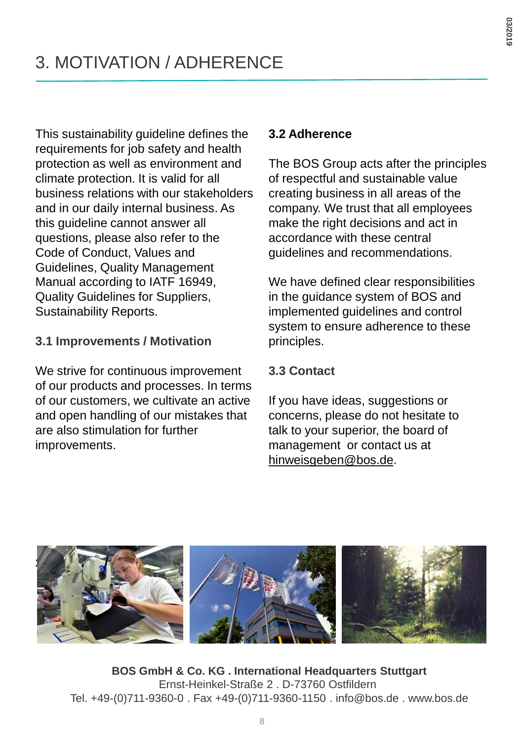# 3. MOTIVATION / ADHERENCE

This sustainability guideline defines the requirements for job safety and health protection as well as environment and climate protection. It is valid for all business relations with our stakeholders and in our daily internal business. As this guideline cannot answer all questions, please also refer to the Code of Conduct, Values and Guidelines, Quality Management Manual according to IATF 16949, Quality Guidelines for Suppliers, Sustainability Reports.

### 3.1 Improvements / Motivation

We strive for continuous improvement of our products and processes. In terms of our customers, we cultivate an active and open handling of our mistakes that are also stimulation for further improvements.

### 3.2 Adherence

The BOS Group acts after the principles of respectful and sustainable value creating business in all areas of the company. We trust that all employees make the right decisions and act in accordance with these central guidelines and recommendations.

We have defined clear responsibilities in the guidance system of BOS and implemented guidelines and control system to ensure adherence to these principles.

### 3.3 Contact

If you have ideas, suggestions or concerns, please do not hesitate to talk to your superior, the board of management or contact us at hinweisgeben@bos.de.

**BOS GmbH & Co. KG . International Headquarters Stuttgart**
Ernst-Heinkel-Straße 2 . D-73760 Ostfildern
Tel. +49-(0)711-9360-0 . Fax +49-(0)711-9360-1150 . info@bos.de . www.bos.de